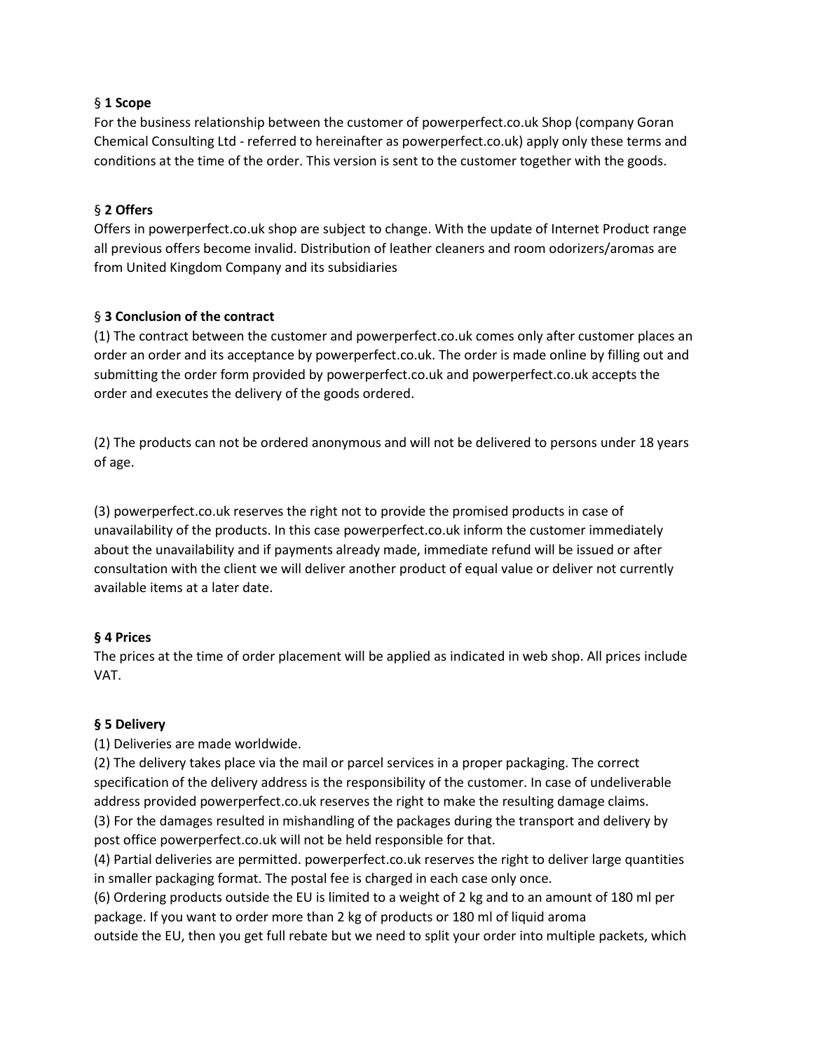§ **1 Scope**

For the business relationship between the customer of powerperfect.co.uk Shop (company Goran Chemical Consulting Ltd - referred to hereinafter as powerperfect.co.uk) apply only these terms and conditions at the time of the order. This version is sent to the customer together with the goods.

§ **2 Offers**

Offers in powerperfect.co.uk shop are subject to change. With the update of Internet Product range all previous offers become invalid. Distribution of leather cleaners and room odorizers/aromas are from United Kingdom Company and its subsidiaries

§ **3 Conclusion of the contract**

(1) The contract between the customer and powerperfect.co.uk comes only after customer places an order an order and its acceptance by powerperfect.co.uk. The order is made online by filling out and submitting the order form provided by powerperfect.co.uk and powerperfect.co.uk accepts the order and executes the delivery of the goods ordered.

(2) The products can not be ordered anonymous and will not be delivered to persons under 18 years of age.

(3) powerperfect.co.uk reserves the right not to provide the promised products in case of unavailability of the products. In this case powerperfect.co.uk inform the customer immediately about the unavailability and if payments already made, immediate refund will be issued or after consultation with the client we will deliver another product of equal value or deliver not currently available items at a later date.

**§ 4 Prices**

The prices at the time of order placement will be applied as indicated in web shop. All prices include VAT.

**§ 5 Delivery**

(1) Deliveries are made worldwide.
(2) The delivery takes place via the mail or parcel services in a proper packaging. The correct specification of the delivery address is the responsibility of the customer. In case of undeliverable address provided powerperfect.co.uk reserves the right to make the resulting damage claims.
(3) For the damages resulted in mishandling of the packages during the transport and delivery by post office powerperfect.co.uk will not be held responsible for that.
(4) Partial deliveries are permitted. powerperfect.co.uk reserves the right to deliver large quantities in smaller packaging format. The postal fee is charged in each case only once.
(6) Ordering products outside the EU is limited to a weight of 2 kg and to an amount of 180 ml per package. If you want to order more than 2 kg of products or 180 ml of liquid aroma
outside the EU, then you get full rebate but we need to split your order into multiple packets, which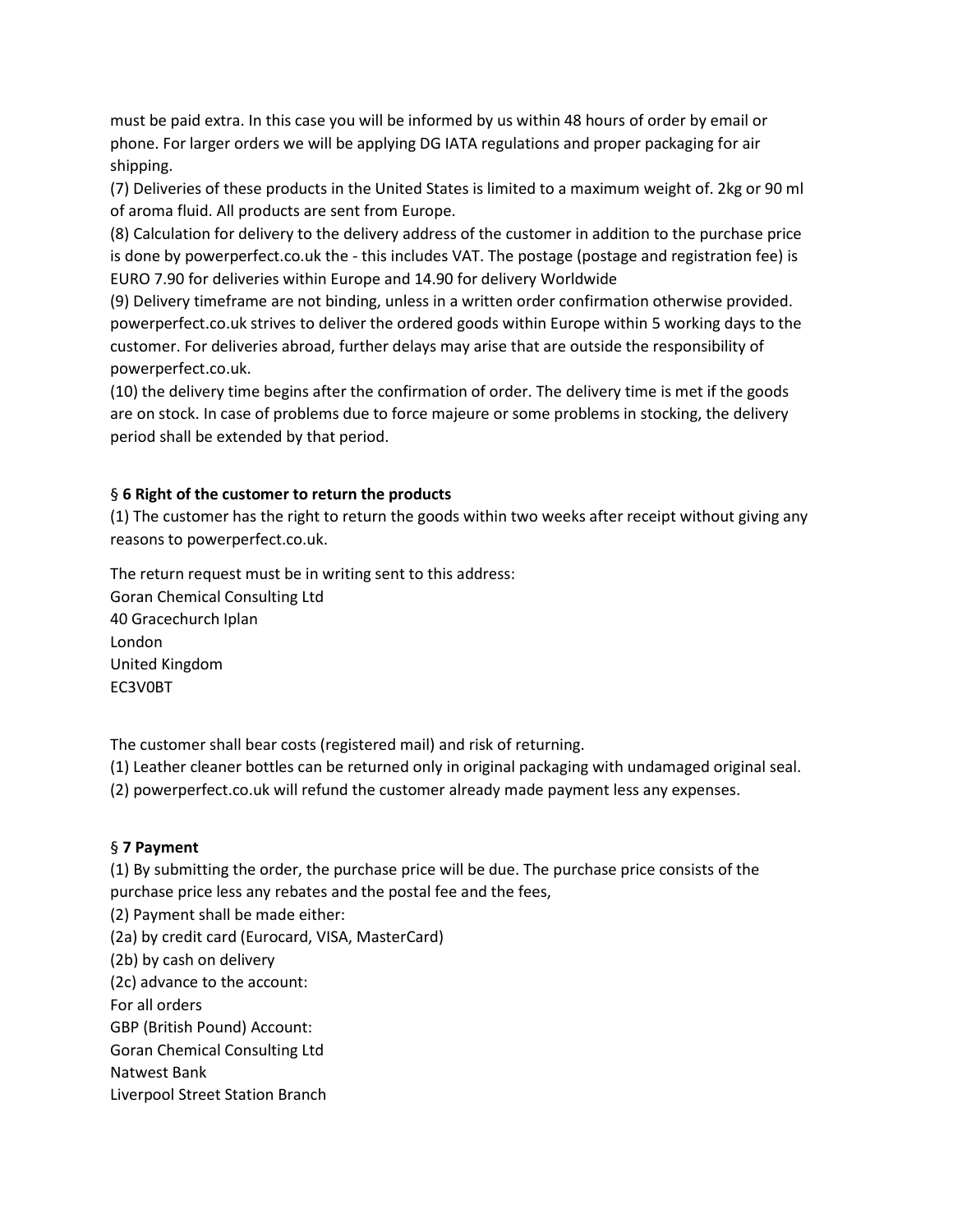must be paid extra. In this case you will be informed by us within 48 hours of order by email or phone. For larger orders we will be applying DG IATA regulations and proper packaging for air shipping.

(7) Deliveries of these products in the United States is limited to a maximum weight of. 2kg or 90 ml of aroma fluid. All products are sent from Europe.

(8) Calculation for delivery to the delivery address of the customer in addition to the purchase price is done by powerperfect.co.uk the - this includes VAT. The postage (postage and registration fee) is EURO 7.90 for deliveries within Europe and 14.90 for delivery Worldwide

(9) Delivery timeframe are not binding, unless in a written order confirmation otherwise provided. powerperfect.co.uk strives to deliver the ordered goods within Europe within 5 working days to the customer. For deliveries abroad, further delays may arise that are outside the responsibility of powerperfect.co.uk.

(10) the delivery time begins after the confirmation of order. The delivery time is met if the goods are on stock. In case of problems due to force majeure or some problems in stocking, the delivery period shall be extended by that period.

### § **6 Right of the customer to return the products**

(1) The customer has the right to return the goods within two weeks after receipt without giving any reasons to powerperfect.co.uk.

The return request must be in writing sent to this address:
Goran Chemical Consulting Ltd
40 Gracechurch Iplan
London
United Kingdom
EC3V0BT

The customer shall bear costs (registered mail) and risk of returning.

(1) Leather cleaner bottles can be returned only in original packaging with undamaged original seal.

(2) powerperfect.co.uk will refund the customer already made payment less any expenses.

### § **7 Payment**

(1) By submitting the order, the purchase price will be due. The purchase price consists of the purchase price less any rebates and the postal fee and the fees,

(2) Payment shall be made either:

(2a) by credit card (Eurocard, VISA, MasterCard)

(2b) by cash on delivery

(2c) advance to the account:

For all orders
GBP (British Pound) Account:
Goran Chemical Consulting Ltd
Natwest Bank
Liverpool Street Station Branch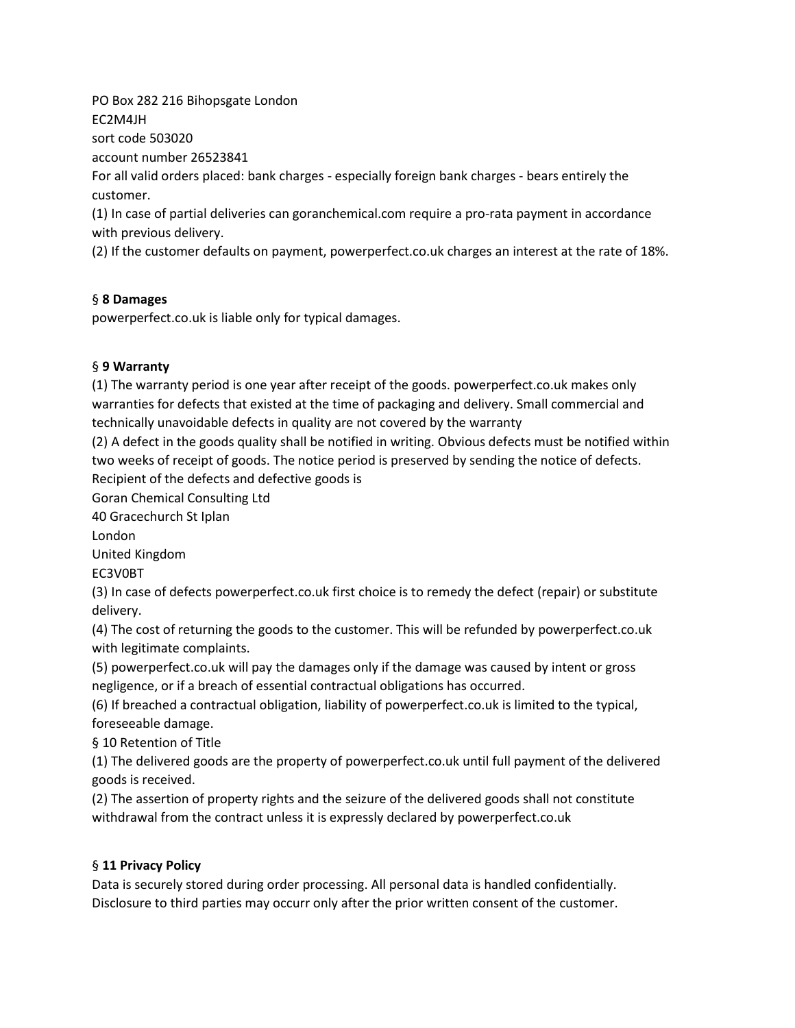PO Box 282 216 Bihopsgate London
EC2M4JH
sort code 503020
account number 26523841
For all valid orders placed: bank charges - especially foreign bank charges - bears entirely the customer.
(1) In case of partial deliveries can goranchemical.com require a pro-rata payment in accordance with previous delivery.
(2) If the customer defaults on payment, powerperfect.co.uk charges an interest at the rate of 18%.

§ **8 Damages**
powerperfect.co.uk is liable only for typical damages.

§ **9 Warranty**
(1) The warranty period is one year after receipt of the goods. powerperfect.co.uk makes only warranties for defects that existed at the time of packaging and delivery. Small commercial and technically unavoidable defects in quality are not covered by the warranty
(2) A defect in the goods quality shall be notified in writing. Obvious defects must be notified within two weeks of receipt of goods. The notice period is preserved by sending the notice of defects. Recipient of the defects and defective goods is
Goran Chemical Consulting Ltd
40 Gracechurch St Iplan
London
United Kingdom
EC3V0BT
(3) In case of defects powerperfect.co.uk first choice is to remedy the defect (repair) or substitute delivery.
(4) The cost of returning the goods to the customer. This will be refunded by powerperfect.co.uk with legitimate complaints.
(5) powerperfect.co.uk will pay the damages only if the damage was caused by intent or gross negligence, or if a breach of essential contractual obligations has occurred.
(6) If breached a contractual obligation, liability of powerperfect.co.uk is limited to the typical, foreseeable damage.
§ 10 Retention of Title
(1) The delivered goods are the property of powerperfect.co.uk until full payment of the delivered goods is received.
(2) The assertion of property rights and the seizure of the delivered goods shall not constitute withdrawal from the contract unless it is expressly declared by powerperfect.co.uk

§ **11 Privacy Policy**
Data is securely stored during order processing. All personal data is handled confidentially. Disclosure to third parties may occurr only after the prior written consent of the customer.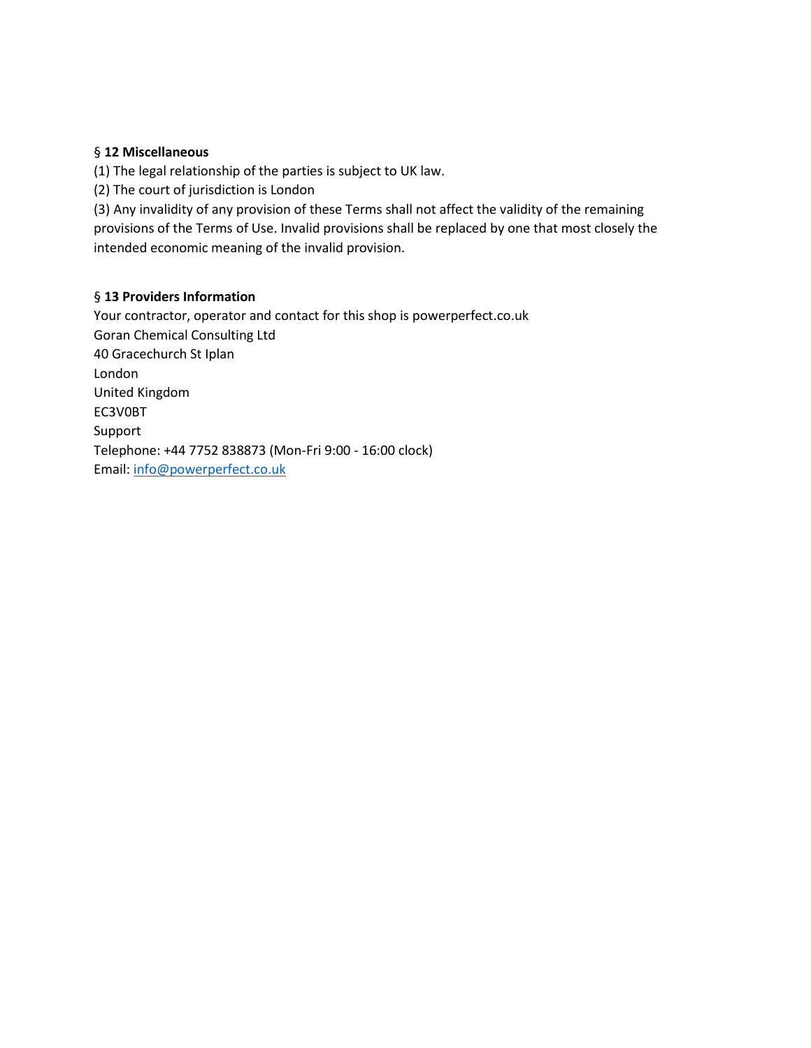§ **12 Miscellaneous**

(1) The legal relationship of the parties is subject to UK law.

(2) The court of jurisdiction is London

(3) Any invalidity of any provision of these Terms shall not affect the validity of the remaining provisions of the Terms of Use. Invalid provisions shall be replaced by one that most closely the intended economic meaning of the invalid provision.

§ **13 Providers Information**

Your contractor, operator and contact for this shop is powerperfect.co.uk
Goran Chemical Consulting Ltd
40 Gracechurch St Iplan
London
United Kingdom
EC3V0BT
Support
Telephone: +44 7752 838873 (Mon-Fri 9:00 - 16:00 clock)
Email: [info@powerperfect.co.uk](mailto:info@powerperfect.co.uk)